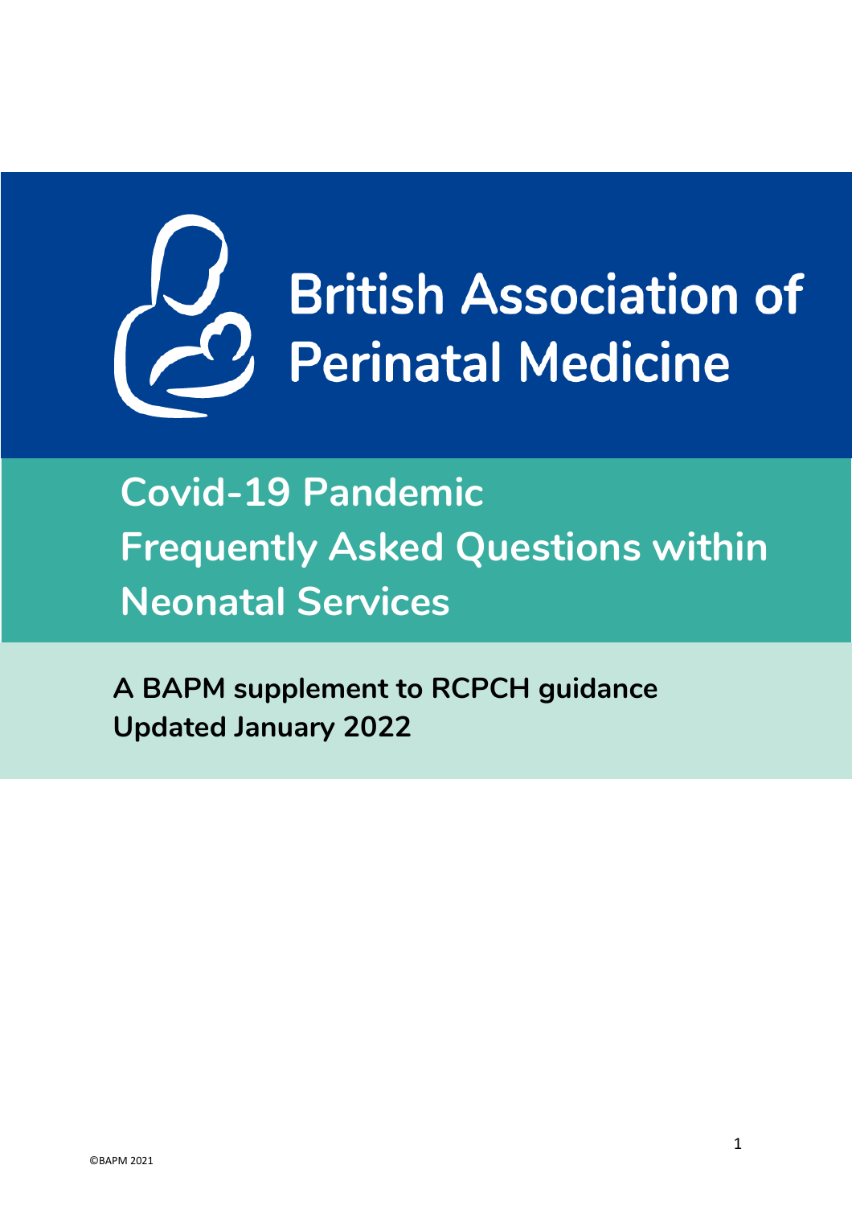# British Association of Perinatal Medicine

## Covid-19 Pandemic Frequently Asked Questions within Neonatal Services

**A BAPM supplement to RCPCH guidance**
**Updated January 2022**

©BAPM 2021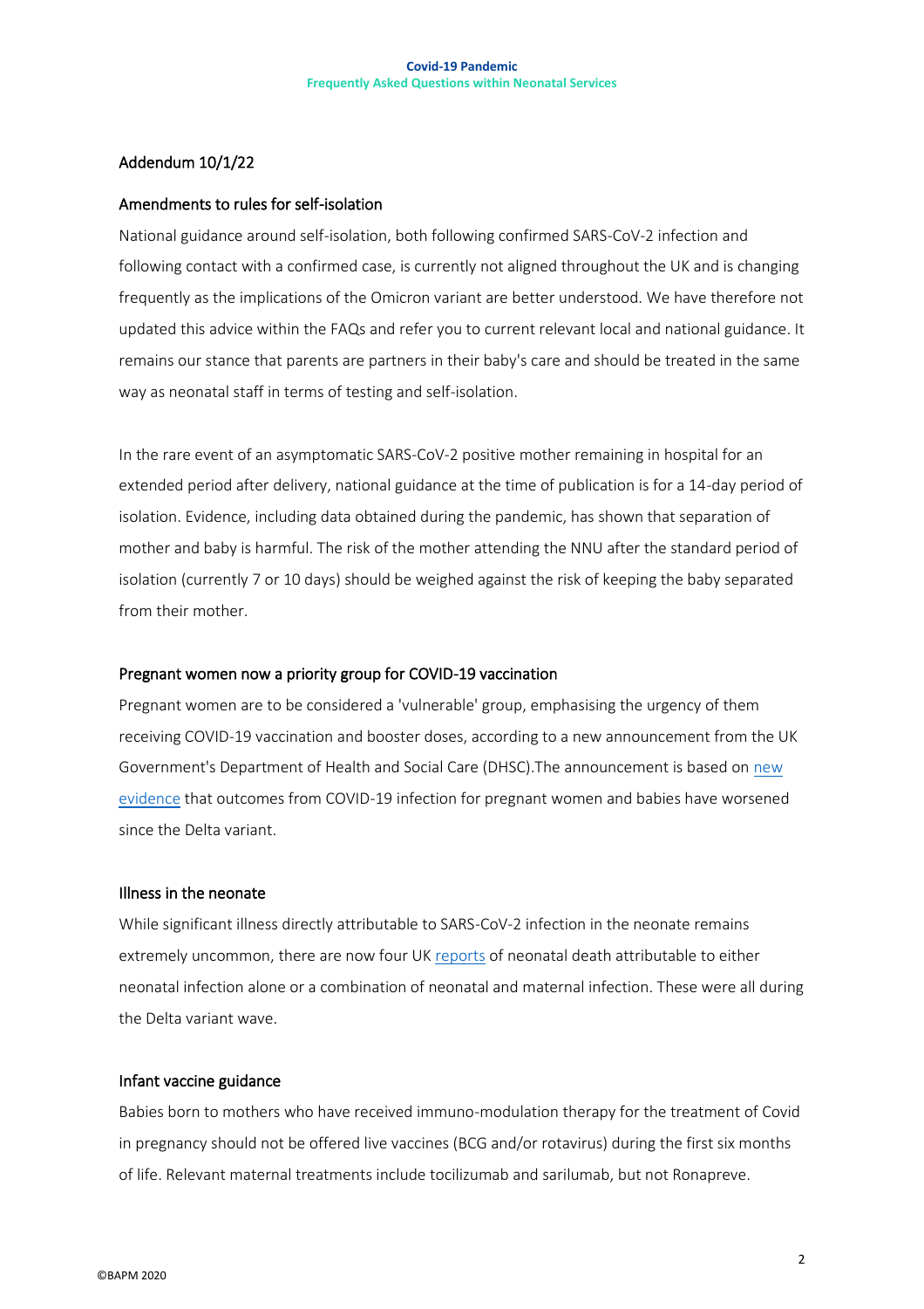## Addendum 10/1/22

### Amendments to rules for self-isolation

National guidance around self-isolation, both following confirmed SARS-CoV-2 infection and following contact with a confirmed case, is currently not aligned throughout the UK and is changing frequently as the implications of the Omicron variant are better understood. We have therefore not updated this advice within the FAQs and refer you to current relevant local and national guidance. It remains our stance that parents are partners in their baby's care and should be treated in the same way as neonatal staff in terms of testing and self-isolation.

In the rare event of an asymptomatic SARS-CoV-2 positive mother remaining in hospital for an extended period after delivery, national guidance at the time of publication is for a 14-day period of isolation. Evidence, including data obtained during the pandemic, has shown that separation of mother and baby is harmful. The risk of the mother attending the NNU after the standard period of isolation (currently 7 or 10 days) should be weighed against the risk of keeping the baby separated from their mother.

### Pregnant women now a priority group for COVID-19 vaccination

Pregnant women are to be considered a 'vulnerable' group, emphasising the urgency of them receiving COVID-19 vaccination and booster doses, according to a new announcement from the UK Government's Department of Health and Social Care (DHSC).The announcement is based on new evidence that outcomes from COVID-19 infection for pregnant women and babies have worsened since the Delta variant.

### Illness in the neonate

While significant illness directly attributable to SARS-CoV-2 infection in the neonate remains extremely uncommon, there are now four UK reports of neonatal death attributable to either neonatal infection alone or a combination of neonatal and maternal infection. These were all during the Delta variant wave.

### Infant vaccine guidance

Babies born to mothers who have received immuno-modulation therapy for the treatment of Covid in pregnancy should not be offered live vaccines (BCG and/or rotavirus) during the first six months of life. Relevant maternal treatments include tocilizumab and sarilumab, but not Ronapreve.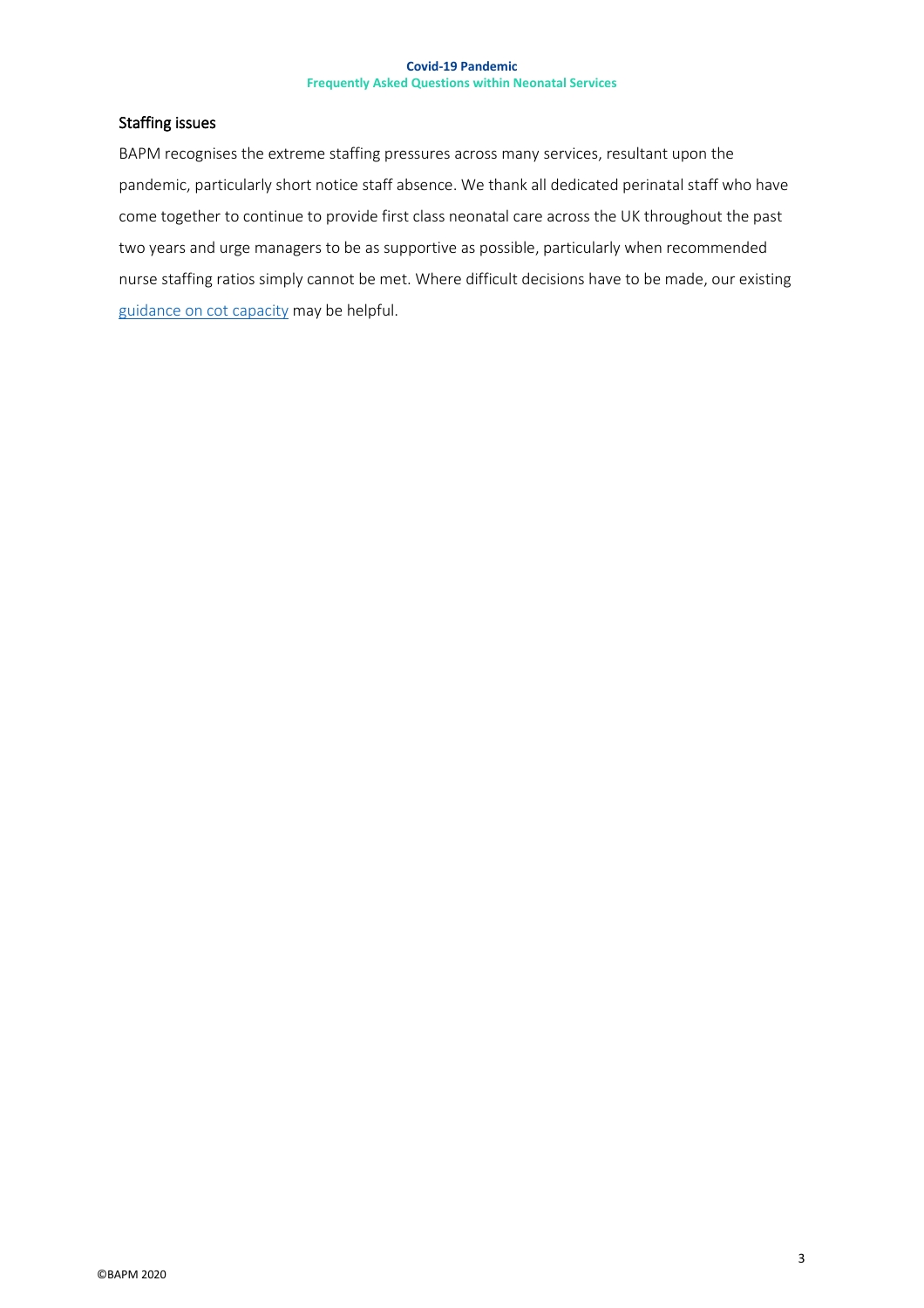## Staffing issues

BAPM recognises the extreme staffing pressures across many services, resultant upon the pandemic, particularly short notice staff absence. We thank all dedicated perinatal staff who have come together to continue to provide first class neonatal care across the UK throughout the past two years and urge managers to be as supportive as possible, particularly when recommended nurse staffing ratios simply cannot be met. Where difficult decisions have to be made, our existing guidance on cot capacity may be helpful.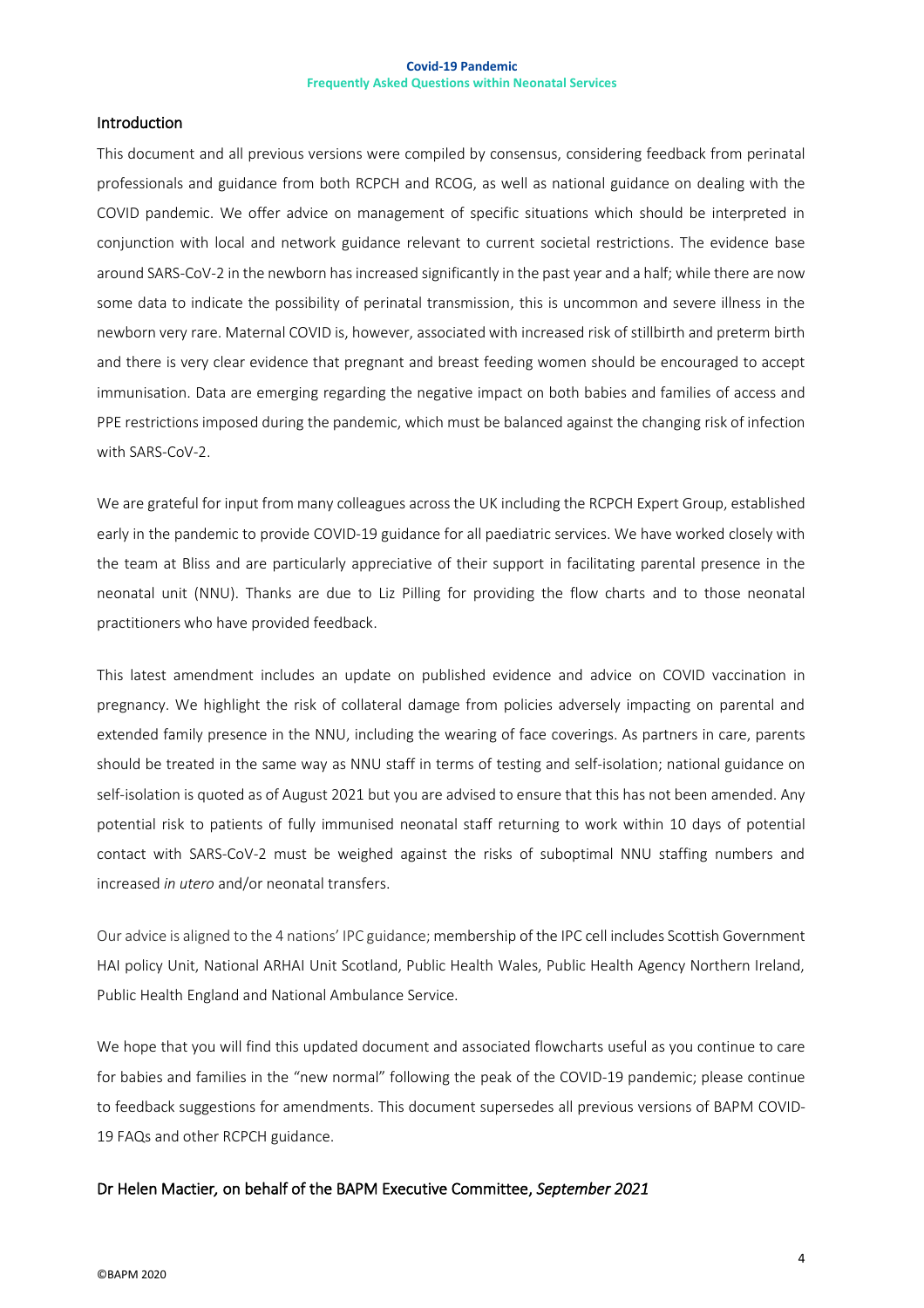## Introduction

This document and all previous versions were compiled by consensus, considering feedback from perinatal professionals and guidance from both RCPCH and RCOG, as well as national guidance on dealing with the COVID pandemic. We offer advice on management of specific situations which should be interpreted in conjunction with local and network guidance relevant to current societal restrictions. The evidence base around SARS-CoV-2 in the newborn has increased significantly in the past year and a half; while there are now some data to indicate the possibility of perinatal transmission, this is uncommon and severe illness in the newborn very rare. Maternal COVID is, however, associated with increased risk of stillbirth and preterm birth and there is very clear evidence that pregnant and breast feeding women should be encouraged to accept immunisation. Data are emerging regarding the negative impact on both babies and families of access and PPE restrictions imposed during the pandemic, which must be balanced against the changing risk of infection with SARS-CoV-2.

We are grateful for input from many colleagues across the UK including the RCPCH Expert Group, established early in the pandemic to provide COVID-19 guidance for all paediatric services. We have worked closely with the team at Bliss and are particularly appreciative of their support in facilitating parental presence in the neonatal unit (NNU). Thanks are due to Liz Pilling for providing the flow charts and to those neonatal practitioners who have provided feedback.

This latest amendment includes an update on published evidence and advice on COVID vaccination in pregnancy. We highlight the risk of collateral damage from policies adversely impacting on parental and extended family presence in the NNU, including the wearing of face coverings. As partners in care, parents should be treated in the same way as NNU staff in terms of testing and self-isolation; national guidance on self-isolation is quoted as of August 2021 but you are advised to ensure that this has not been amended. Any potential risk to patients of fully immunised neonatal staff returning to work within 10 days of potential contact with SARS-CoV-2 must be weighed against the risks of suboptimal NNU staffing numbers and increased *in utero* and/or neonatal transfers.

Our advice is aligned to the 4 nations' IPC guidance; membership of the IPC cell includes Scottish Government HAI policy Unit, National ARHAI Unit Scotland, Public Health Wales, Public Health Agency Northern Ireland, Public Health England and National Ambulance Service.

We hope that you will find this updated document and associated flowcharts useful as you continue to care for babies and families in the "new normal" following the peak of the COVID-19 pandemic; please continue to feedback suggestions for amendments. This document supersedes all previous versions of BAPM COVID-19 FAQs and other RCPCH guidance.

Dr Helen Mactier, on behalf of the BAPM Executive Committee, *September 2021*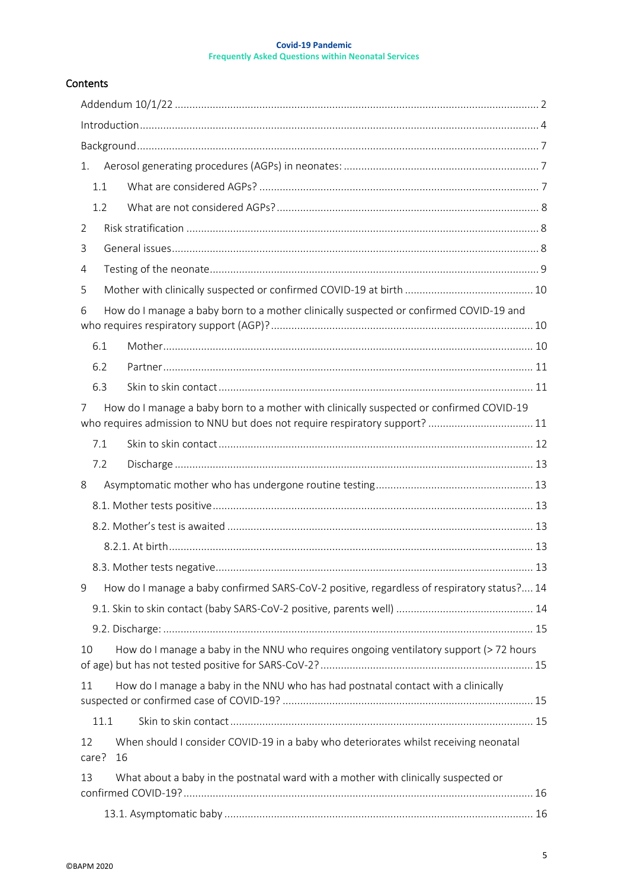## Contents

- Addendum 10/1/22 ... 2
- Introduction ... 4
- Background ... 7
- 1. Aerosol generating procedures (AGPs) in neonates: ... 7
  - 1.1 What are considered AGPs? ... 7
  - 1.2 What are not considered AGPs? ... 8
- 2 Risk stratification ... 8
- 3 General issues ... 8
- 4 Testing of the neonate ... 9
- 5 Mother with clinically suspected or confirmed COVID-19 at birth ... 10
- 6 How do I manage a baby born to a mother clinically suspected or confirmed COVID-19 and who requires respiratory support (AGP)? ... 10
  - 6.1 Mother ... 10
  - 6.2 Partner ... 11
  - 6.3 Skin to skin contact ... 11
- 7 How do I manage a baby born to a mother with clinically suspected or confirmed COVID-19 who requires admission to NNU but does not require respiratory support? ... 11
  - 7.1 Skin to skin contact ... 12
  - 7.2 Discharge ... 13
- 8 Asymptomatic mother who has undergone routine testing ... 13
  - 8.1. Mother tests positive ... 13
  - 8.2. Mother's test is awaited ... 13
    - 8.2.1. At birth ... 13
  - 8.3. Mother tests negative ... 13
- 9 How do I manage a baby confirmed SARS-CoV-2 positive, regardless of respiratory status? ... 14
  - 9.1. Skin to skin contact (baby SARS-CoV-2 positive, parents well) ... 14
  - 9.2. Discharge: ... 15
- 10 How do I manage a baby in the NNU who requires ongoing ventilatory support (> 72 hours of age) but has not tested positive for SARS-CoV-2? ... 15
- 11 How do I manage a baby in the NNU who has had postnatal contact with a clinically suspected or confirmed case of COVID-19? ... 15
  - 11.1 Skin to skin contact ... 15
- 12 When should I consider COVID-19 in a baby who deteriorates whilst receiving neonatal care? 16
- 13 What about a baby in the postnatal ward with a mother with clinically suspected or confirmed COVID-19? ... 16
  - 13.1. Asymptomatic baby ... 16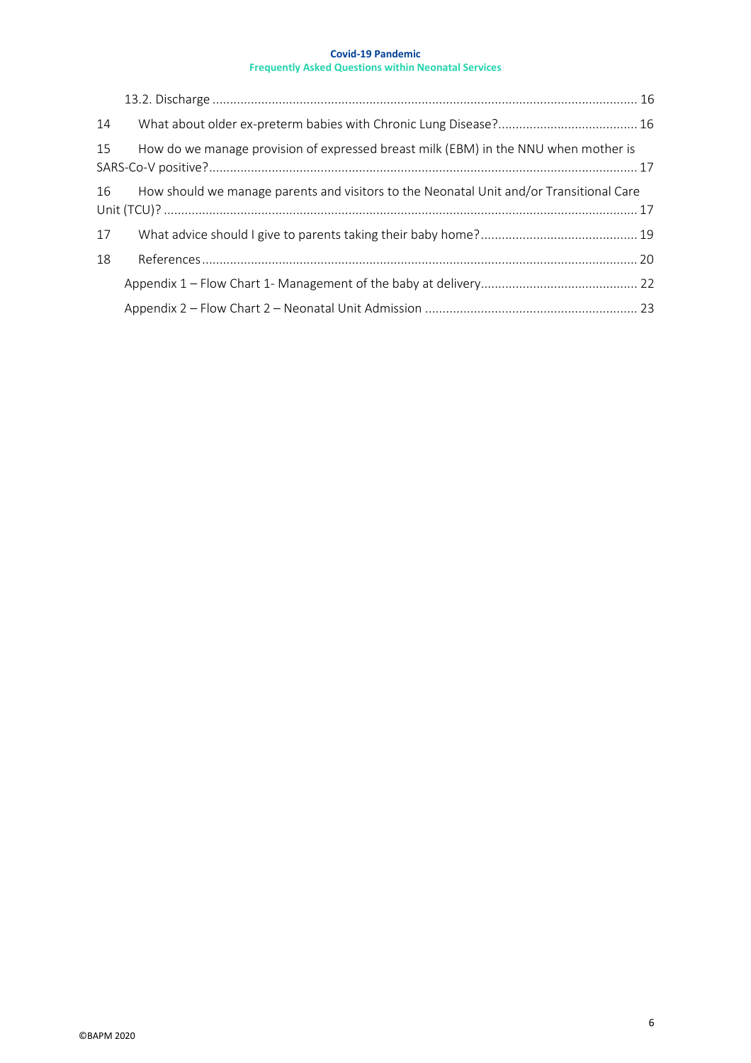13.2. Discharge ........................................................................................................................ 16

14 What about older ex-preterm babies with Chronic Lung Disease?........................................ 16

15 How do we manage provision of expressed breast milk (EBM) in the NNU when mother is SARS-Co-V positive?........................................................................................................................ 17

16 How should we manage parents and visitors to the Neonatal Unit and/or Transitional Care Unit (TCU)? ..................................................................................................................................... 17

17 What advice should I give to parents taking their baby home?............................................. 19

18 References.......................................................................................................................... 20

Appendix 1 – Flow Chart 1- Management of the baby at delivery............................................ 22

Appendix 2 – Flow Chart 2 – Neonatal Unit Admission ............................................................ 23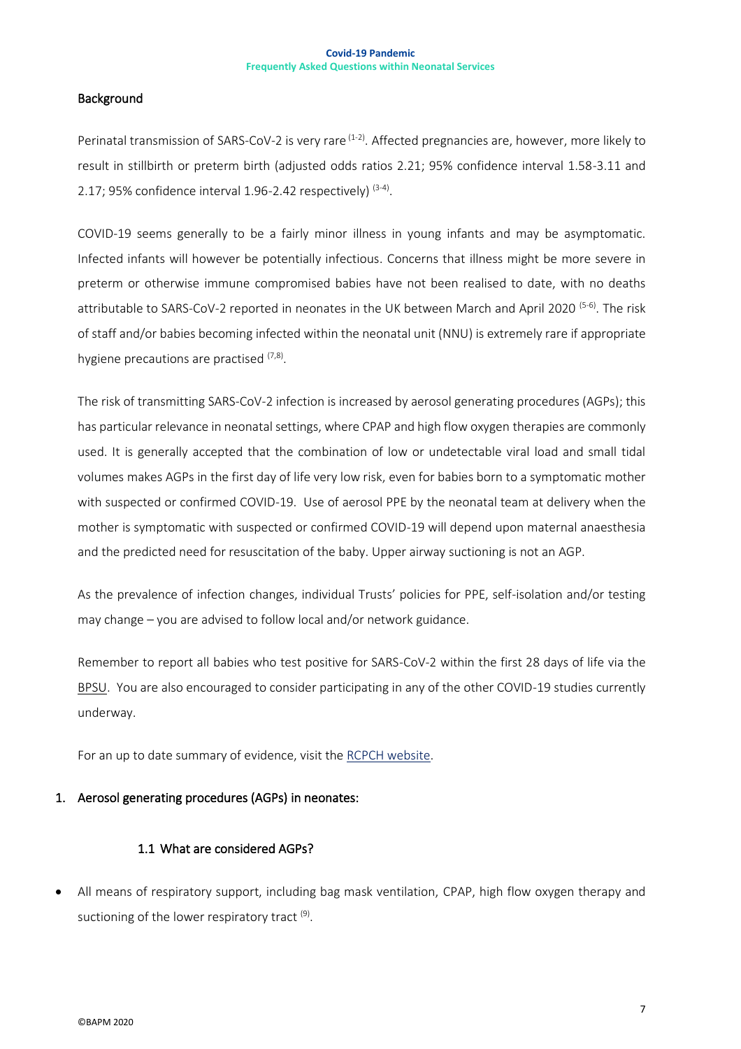## Background

Perinatal transmission of SARS-CoV-2 is very rare [1-2]. Affected pregnancies are, however, more likely to result in stillbirth or preterm birth (adjusted odds ratios 2.21; 95% confidence interval 1.58-3.11 and 2.17; 95% confidence interval 1.96-2.42 respectively) [3-4].

COVID-19 seems generally to be a fairly minor illness in young infants and may be asymptomatic. Infected infants will however be potentially infectious. Concerns that illness might be more severe in preterm or otherwise immune compromised babies have not been realised to date, with no deaths attributable to SARS-CoV-2 reported in neonates in the UK between March and April 2020 [5-6]. The risk of staff and/or babies becoming infected within the neonatal unit (NNU) is extremely rare if appropriate hygiene precautions are practised [7,8].

The risk of transmitting SARS-CoV-2 infection is increased by aerosol generating procedures (AGPs); this has particular relevance in neonatal settings, where CPAP and high flow oxygen therapies are commonly used. It is generally accepted that the combination of low or undetectable viral load and small tidal volumes makes AGPs in the first day of life very low risk, even for babies born to a symptomatic mother with suspected or confirmed COVID-19. Use of aerosol PPE by the neonatal team at delivery when the mother is symptomatic with suspected or confirmed COVID-19 will depend upon maternal anaesthesia and the predicted need for resuscitation of the baby. Upper airway suctioning is not an AGP.

As the prevalence of infection changes, individual Trusts' policies for PPE, self-isolation and/or testing may change – you are advised to follow local and/or network guidance.

Remember to report all babies who test positive for SARS-CoV-2 within the first 28 days of life via the BPSU. You are also encouraged to consider participating in any of the other COVID-19 studies currently underway.

For an up to date summary of evidence, visit the RCPCH website.

## 1. Aerosol generating procedures (AGPs) in neonates:

### 1.1 What are considered AGPs?

- All means of respiratory support, including bag mask ventilation, CPAP, high flow oxygen therapy and suctioning of the lower respiratory tract [9].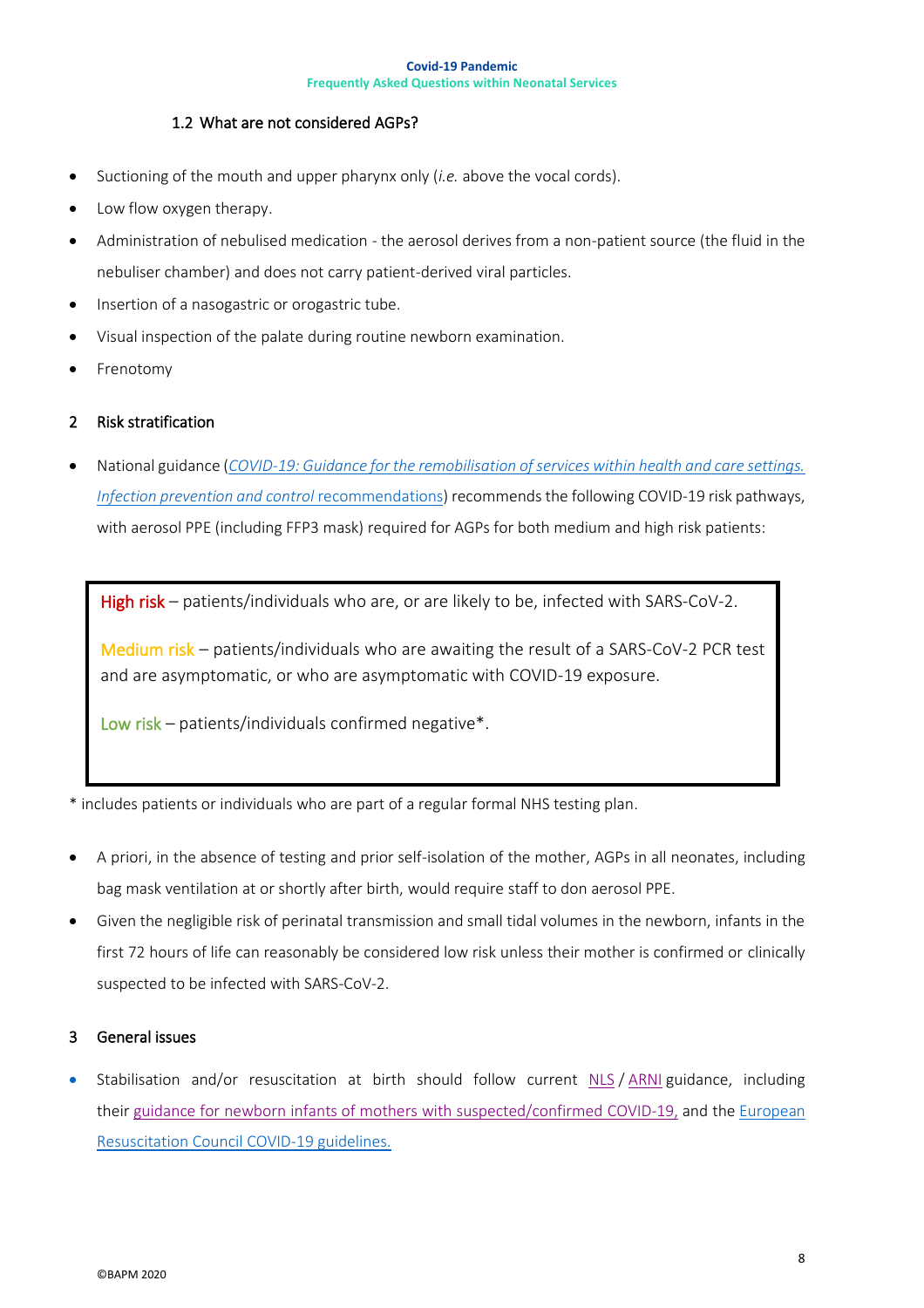### 1.2 What are not considered AGPs?

- Suctioning of the mouth and upper pharynx only (*i.e.* above the vocal cords).
- Low flow oxygen therapy.
- Administration of nebulised medication - the aerosol derives from a non-patient source (the fluid in the nebuliser chamber) and does not carry patient-derived viral particles.
- Insertion of a nasogastric or orogastric tube.
- Visual inspection of the palate during routine newborn examination.
- Frenotomy

## 2 Risk stratification

- National guidance (*COVID-19: Guidance for the remobilisation of services within health and care settings. Infection prevention and control* recommendations) recommends the following COVID-19 risk pathways, with aerosol PPE (including FFP3 mask) required for AGPs for both medium and high risk patients:

> High risk – patients/individuals who are, or are likely to be, infected with SARS-CoV-2.
>
> Medium risk – patients/individuals who are awaiting the result of a SARS-CoV-2 PCR test and are asymptomatic, or who are asymptomatic with COVID-19 exposure.
>
> Low risk – patients/individuals confirmed negative*.

* includes patients or individuals who are part of a regular formal NHS testing plan.

- A priori, in the absence of testing and prior self-isolation of the mother, AGPs in all neonates, including bag mask ventilation at or shortly after birth, would require staff to don aerosol PPE.
- Given the negligible risk of perinatal transmission and small tidal volumes in the newborn, infants in the first 72 hours of life can reasonably be considered low risk unless their mother is confirmed or clinically suspected to be infected with SARS-CoV-2.

## 3 General issues

- Stabilisation and/or resuscitation at birth should follow current NLS / ARNI guidance, including their guidance for newborn infants of mothers with suspected/confirmed COVID-19, and the European Resuscitation Council COVID-19 guidelines.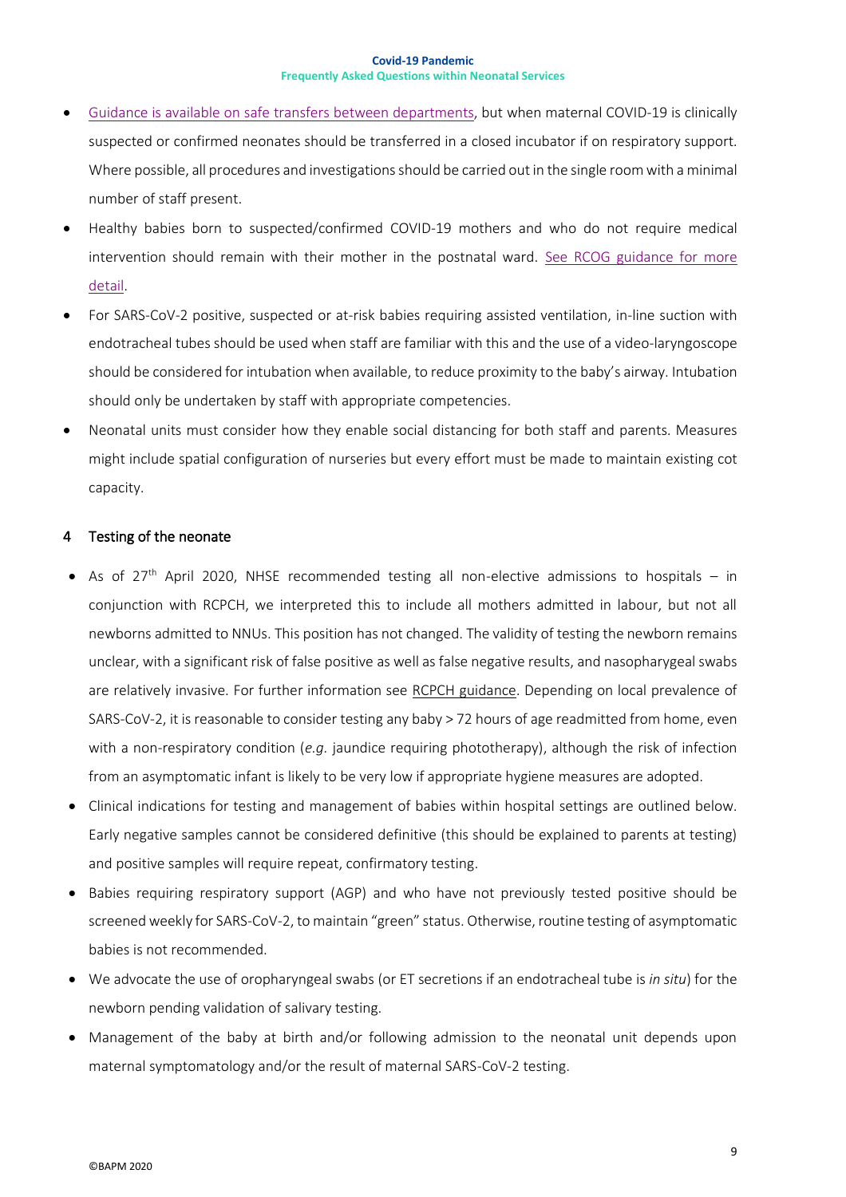- Guidance is available on safe transfers between departments, but when maternal COVID-19 is clinically suspected or confirmed neonates should be transferred in a closed incubator if on respiratory support. Where possible, all procedures and investigations should be carried out in the single room with a minimal number of staff present.
- Healthy babies born to suspected/confirmed COVID-19 mothers and who do not require medical intervention should remain with their mother in the postnatal ward. See RCOG guidance for more detail.
- For SARS-CoV-2 positive, suspected or at-risk babies requiring assisted ventilation, in-line suction with endotracheal tubes should be used when staff are familiar with this and the use of a video-laryngoscope should be considered for intubation when available, to reduce proximity to the baby's airway. Intubation should only be undertaken by staff with appropriate competencies.
- Neonatal units must consider how they enable social distancing for both staff and parents. Measures might include spatial configuration of nurseries but every effort must be made to maintain existing cot capacity.

## 4 Testing of the neonate

- As of 27th April 2020, NHSE recommended testing all non-elective admissions to hospitals – in conjunction with RCPCH, we interpreted this to include all mothers admitted in labour, but not all newborns admitted to NNUs. This position has not changed. The validity of testing the newborn remains unclear, with a significant risk of false positive as well as false negative results, and nasopharygeal swabs are relatively invasive. For further information see RCPCH guidance. Depending on local prevalence of SARS-CoV-2, it is reasonable to consider testing any baby > 72 hours of age readmitted from home, even with a non-respiratory condition (*e.g.* jaundice requiring phototherapy), although the risk of infection from an asymptomatic infant is likely to be very low if appropriate hygiene measures are adopted.
- Clinical indications for testing and management of babies within hospital settings are outlined below. Early negative samples cannot be considered definitive (this should be explained to parents at testing) and positive samples will require repeat, confirmatory testing.
- Babies requiring respiratory support (AGP) and who have not previously tested positive should be screened weekly for SARS-CoV-2, to maintain "green" status. Otherwise, routine testing of asymptomatic babies is not recommended.
- We advocate the use of oropharyngeal swabs (or ET secretions if an endotracheal tube is *in situ*) for the newborn pending validation of salivary testing.
- Management of the baby at birth and/or following admission to the neonatal unit depends upon maternal symptomatology and/or the result of maternal SARS-CoV-2 testing.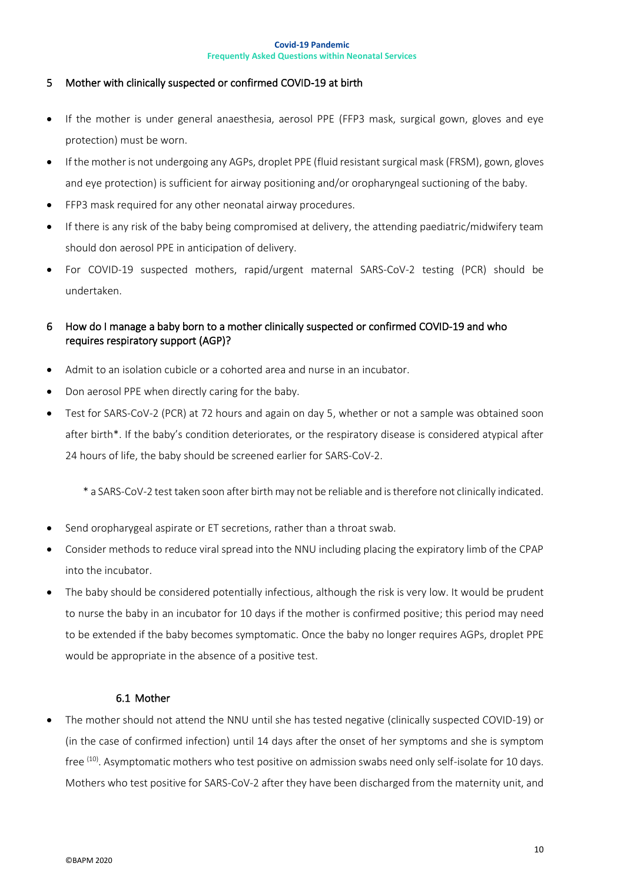## 5 Mother with clinically suspected or confirmed COVID-19 at birth

- If the mother is under general anaesthesia, aerosol PPE (FFP3 mask, surgical gown, gloves and eye protection) must be worn.
- If the mother is not undergoing any AGPs, droplet PPE (fluid resistant surgical mask (FRSM), gown, gloves and eye protection) is sufficient for airway positioning and/or oropharyngeal suctioning of the baby.
- FFP3 mask required for any other neonatal airway procedures.
- If there is any risk of the baby being compromised at delivery, the attending paediatric/midwifery team should don aerosol PPE in anticipation of delivery.
- For COVID-19 suspected mothers, rapid/urgent maternal SARS-CoV-2 testing (PCR) should be undertaken.

## 6 How do I manage a baby born to a mother clinically suspected or confirmed COVID-19 and who requires respiratory support (AGP)?

- Admit to an isolation cubicle or a cohorted area and nurse in an incubator.
- Don aerosol PPE when directly caring for the baby.
- Test for SARS-CoV-2 (PCR) at 72 hours and again on day 5, whether or not a sample was obtained soon after birth*. If the baby's condition deteriorates, or the respiratory disease is considered atypical after 24 hours of life, the baby should be screened earlier for SARS-CoV-2.

  \* a SARS-CoV-2 test taken soon after birth may not be reliable and is therefore not clinically indicated.

- Send oropharygeal aspirate or ET secretions, rather than a throat swab.
- Consider methods to reduce viral spread into the NNU including placing the expiratory limb of the CPAP into the incubator.
- The baby should be considered potentially infectious, although the risk is very low. It would be prudent to nurse the baby in an incubator for 10 days if the mother is confirmed positive; this period may need to be extended if the baby becomes symptomatic. Once the baby no longer requires AGPs, droplet PPE would be appropriate in the absence of a positive test.

### 6.1 Mother

- The mother should not attend the NNU until she has tested negative (clinically suspected COVID-19) or (in the case of confirmed infection) until 14 days after the onset of her symptoms and she is symptom free [10]. Asymptomatic mothers who test positive on admission swabs need only self-isolate for 10 days. Mothers who test positive for SARS-CoV-2 after they have been discharged from the maternity unit, and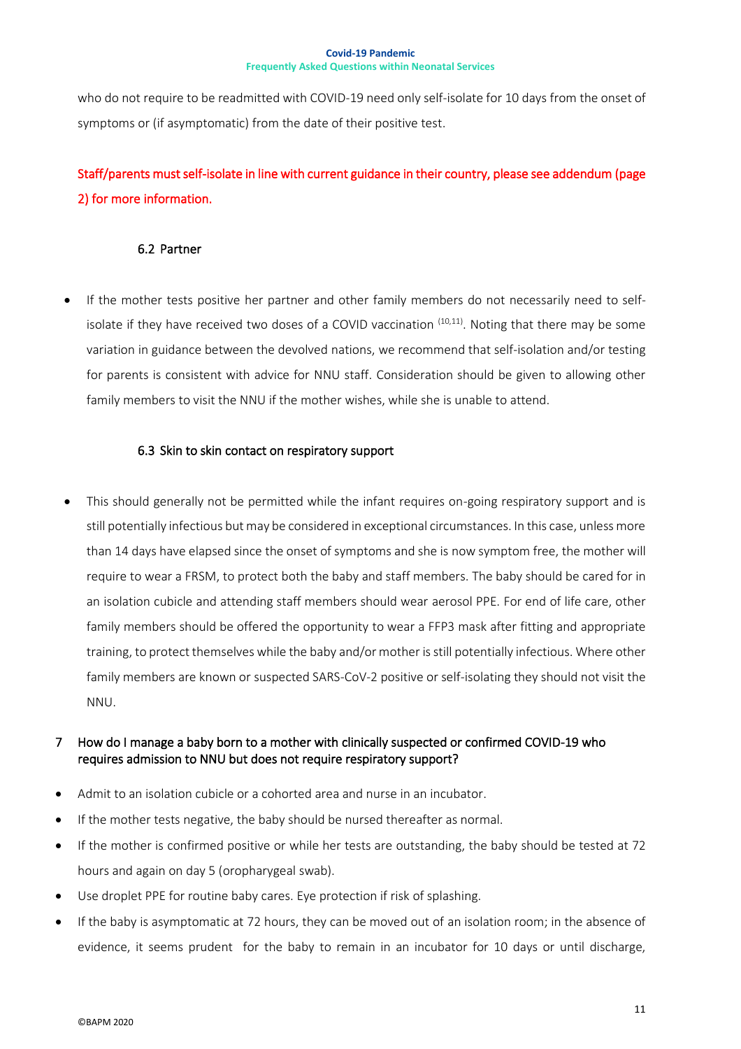who do not require to be readmitted with COVID-19 need only self-isolate for 10 days from the onset of symptoms or (if asymptomatic) from the date of their positive test.

Staff/parents must self-isolate in line with current guidance in their country, please see addendum (page 2) for more information.

### 6.2 Partner

- If the mother tests positive her partner and other family members do not necessarily need to self-isolate if they have received two doses of a COVID vaccination [10,11]. Noting that there may be some variation in guidance between the devolved nations, we recommend that self-isolation and/or testing for parents is consistent with advice for NNU staff. Consideration should be given to allowing other family members to visit the NNU if the mother wishes, while she is unable to attend.

### 6.3 Skin to skin contact on respiratory support

- This should generally not be permitted while the infant requires on-going respiratory support and is still potentially infectious but may be considered in exceptional circumstances. In this case, unless more than 14 days have elapsed since the onset of symptoms and she is now symptom free, the mother will require to wear a FRSM, to protect both the baby and staff members. The baby should be cared for in an isolation cubicle and attending staff members should wear aerosol PPE. For end of life care, other family members should be offered the opportunity to wear a FFP3 mask after fitting and appropriate training, to protect themselves while the baby and/or mother is still potentially infectious. Where other family members are known or suspected SARS-CoV-2 positive or self-isolating they should not visit the NNU.

## 7 How do I manage a baby born to a mother with clinically suspected or confirmed COVID-19 who requires admission to NNU but does not require respiratory support?

- Admit to an isolation cubicle or a cohorted area and nurse in an incubator.
- If the mother tests negative, the baby should be nursed thereafter as normal.
- If the mother is confirmed positive or while her tests are outstanding, the baby should be tested at 72 hours and again on day 5 (oropharygeal swab).
- Use droplet PPE for routine baby cares. Eye protection if risk of splashing.
- If the baby is asymptomatic at 72 hours, they can be moved out of an isolation room; in the absence of evidence, it seems prudent for the baby to remain in an incubator for 10 days or until discharge,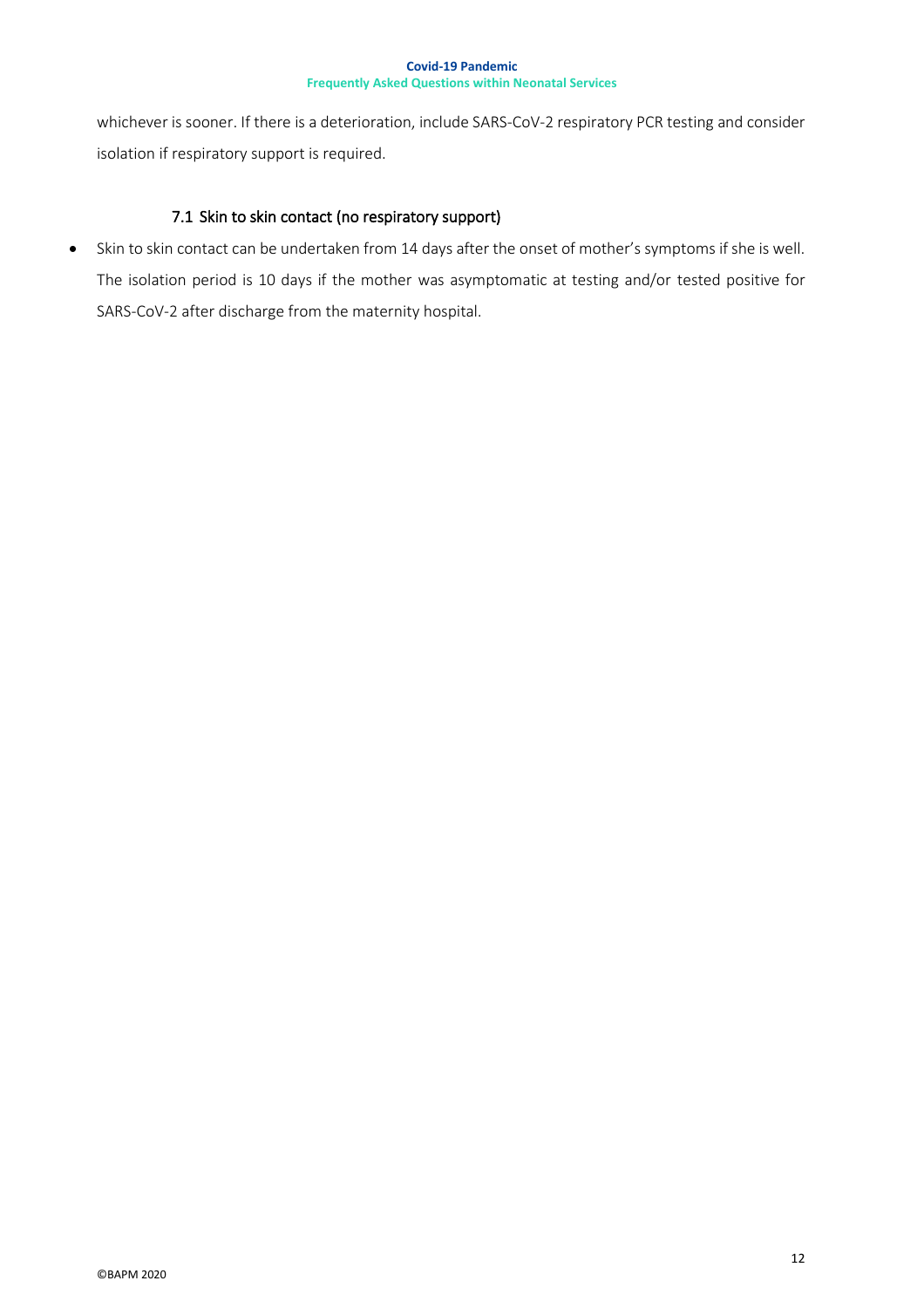whichever is sooner. If there is a deterioration, include SARS-CoV-2 respiratory PCR testing and consider isolation if respiratory support is required.

### 7.1 Skin to skin contact (no respiratory support)

- Skin to skin contact can be undertaken from 14 days after the onset of mother's symptoms if she is well. The isolation period is 10 days if the mother was asymptomatic at testing and/or tested positive for SARS-CoV-2 after discharge from the maternity hospital.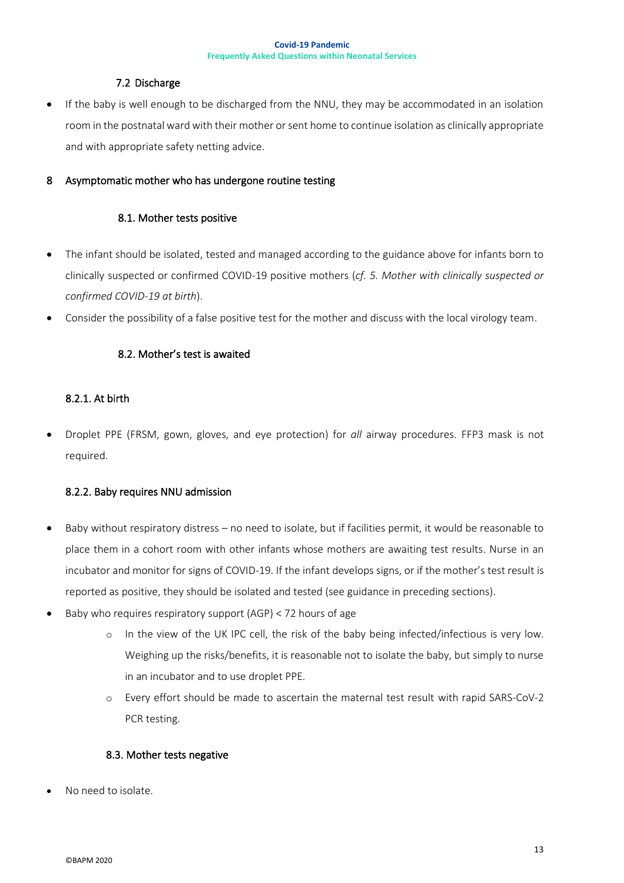### 7.2 Discharge

- If the baby is well enough to be discharged from the NNU, they may be accommodated in an isolation room in the postnatal ward with their mother or sent home to continue isolation as clinically appropriate and with appropriate safety netting advice.

## 8 Asymptomatic mother who has undergone routine testing

### 8.1. Mother tests positive

- The infant should be isolated, tested and managed according to the guidance above for infants born to clinically suspected or confirmed COVID-19 positive mothers (*cf. 5. Mother with clinically suspected or confirmed COVID-19 at birth*).
- Consider the possibility of a false positive test for the mother and discuss with the local virology team.

### 8.2. Mother's test is awaited

#### 8.2.1. At birth

- Droplet PPE (FRSM, gown, gloves, and eye protection) for *all* airway procedures. FFP3 mask is not required.

#### 8.2.2. Baby requires NNU admission

- Baby without respiratory distress – no need to isolate, but if facilities permit, it would be reasonable to place them in a cohort room with other infants whose mothers are awaiting test results. Nurse in an incubator and monitor for signs of COVID-19. If the infant develops signs, or if the mother's test result is reported as positive, they should be isolated and tested (see guidance in preceding sections).
- Baby who requires respiratory support (AGP) < 72 hours of age
  - In the view of the UK IPC cell, the risk of the baby being infected/infectious is very low. Weighing up the risks/benefits, it is reasonable not to isolate the baby, but simply to nurse in an incubator and to use droplet PPE.
  - Every effort should be made to ascertain the maternal test result with rapid SARS-CoV-2 PCR testing.

### 8.3. Mother tests negative

- No need to isolate.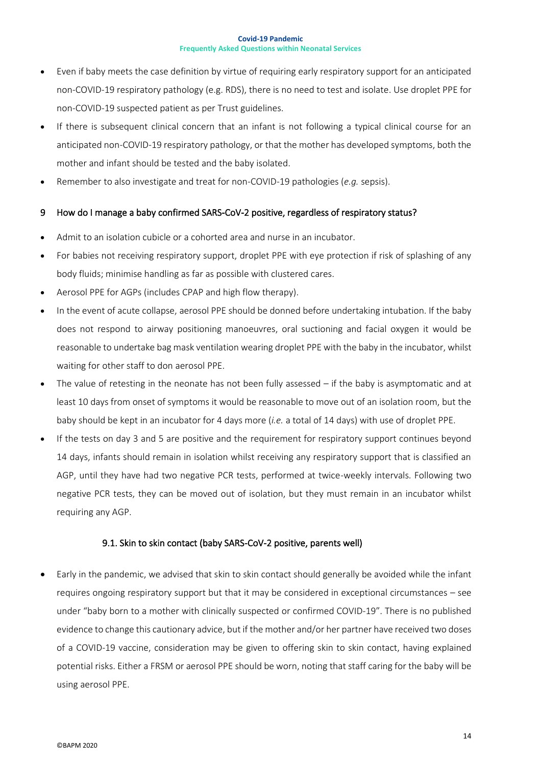- Even if baby meets the case definition by virtue of requiring early respiratory support for an anticipated non-COVID-19 respiratory pathology (e.g. RDS), there is no need to test and isolate. Use droplet PPE for non-COVID-19 suspected patient as per Trust guidelines.
- If there is subsequent clinical concern that an infant is not following a typical clinical course for an anticipated non-COVID-19 respiratory pathology, or that the mother has developed symptoms, both the mother and infant should be tested and the baby isolated.
- Remember to also investigate and treat for non-COVID-19 pathologies (*e.g.* sepsis).

## 9 How do I manage a baby confirmed SARS-CoV-2 positive, regardless of respiratory status?

- Admit to an isolation cubicle or a cohorted area and nurse in an incubator.
- For babies not receiving respiratory support, droplet PPE with eye protection if risk of splashing of any body fluids; minimise handling as far as possible with clustered cares.
- Aerosol PPE for AGPs (includes CPAP and high flow therapy).
- In the event of acute collapse, aerosol PPE should be donned before undertaking intubation. If the baby does not respond to airway positioning manoeuvres, oral suctioning and facial oxygen it would be reasonable to undertake bag mask ventilation wearing droplet PPE with the baby in the incubator, whilst waiting for other staff to don aerosol PPE.
- The value of retesting in the neonate has not been fully assessed – if the baby is asymptomatic and at least 10 days from onset of symptoms it would be reasonable to move out of an isolation room, but the baby should be kept in an incubator for 4 days more (*i.e.* a total of 14 days) with use of droplet PPE.
- If the tests on day 3 and 5 are positive and the requirement for respiratory support continues beyond 14 days, infants should remain in isolation whilst receiving any respiratory support that is classified an AGP, until they have had two negative PCR tests, performed at twice-weekly intervals. Following two negative PCR tests, they can be moved out of isolation, but they must remain in an incubator whilst requiring any AGP.

### 9.1. Skin to skin contact (baby SARS-CoV-2 positive, parents well)

- Early in the pandemic, we advised that skin to skin contact should generally be avoided while the infant requires ongoing respiratory support but that it may be considered in exceptional circumstances – see under "baby born to a mother with clinically suspected or confirmed COVID-19". There is no published evidence to change this cautionary advice, but if the mother and/or her partner have received two doses of a COVID-19 vaccine, consideration may be given to offering skin to skin contact, having explained potential risks. Either a FRSM or aerosol PPE should be worn, noting that staff caring for the baby will be using aerosol PPE.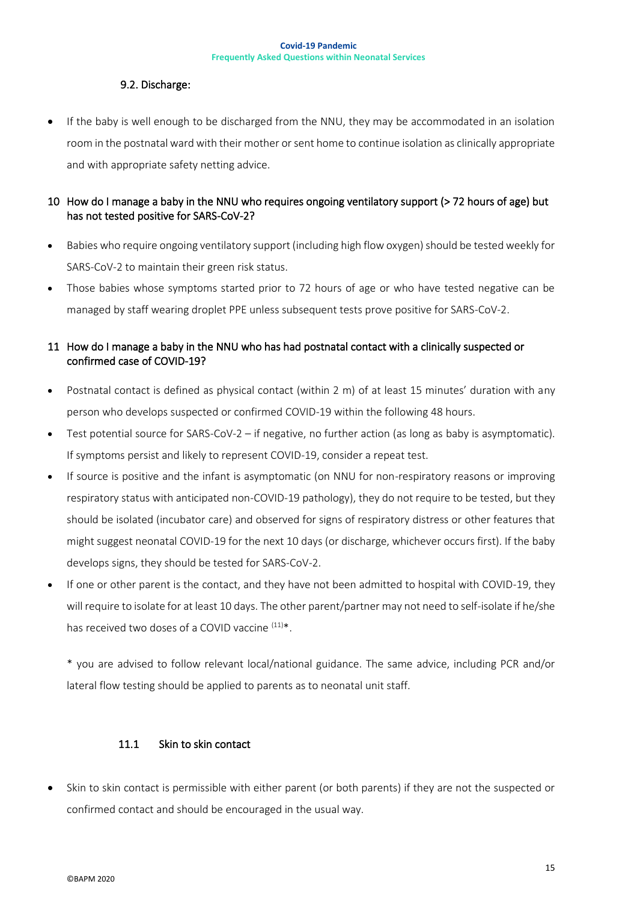### 9.2. Discharge:

- If the baby is well enough to be discharged from the NNU, they may be accommodated in an isolation room in the postnatal ward with their mother or sent home to continue isolation as clinically appropriate and with appropriate safety netting advice.

## 10 How do I manage a baby in the NNU who requires ongoing ventilatory support (> 72 hours of age) but has not tested positive for SARS-CoV-2?

- Babies who require ongoing ventilatory support (including high flow oxygen) should be tested weekly for SARS-CoV-2 to maintain their green risk status.
- Those babies whose symptoms started prior to 72 hours of age or who have tested negative can be managed by staff wearing droplet PPE unless subsequent tests prove positive for SARS-CoV-2.

## 11 How do I manage a baby in the NNU who has had postnatal contact with a clinically suspected or confirmed case of COVID-19?

- Postnatal contact is defined as physical contact (within 2 m) of at least 15 minutes' duration with any person who develops suspected or confirmed COVID-19 within the following 48 hours.
- Test potential source for SARS-CoV-2 – if negative, no further action (as long as baby is asymptomatic). If symptoms persist and likely to represent COVID-19, consider a repeat test.
- If source is positive and the infant is asymptomatic (on NNU for non-respiratory reasons or improving respiratory status with anticipated non-COVID-19 pathology), they do not require to be tested, but they should be isolated (incubator care) and observed for signs of respiratory distress or other features that might suggest neonatal COVID-19 for the next 10 days (or discharge, whichever occurs first). If the baby develops signs, they should be tested for SARS-CoV-2.
- If one or other parent is the contact, and they have not been admitted to hospital with COVID-19, they will require to isolate for at least 10 days. The other parent/partner may not need to self-isolate if he/she has received two doses of a COVID vaccine [11]*.

  * you are advised to follow relevant local/national guidance. The same advice, including PCR and/or lateral flow testing should be applied to parents as to neonatal unit staff.

### 11.1 Skin to skin contact

- Skin to skin contact is permissible with either parent (or both parents) if they are not the suspected or confirmed contact and should be encouraged in the usual way.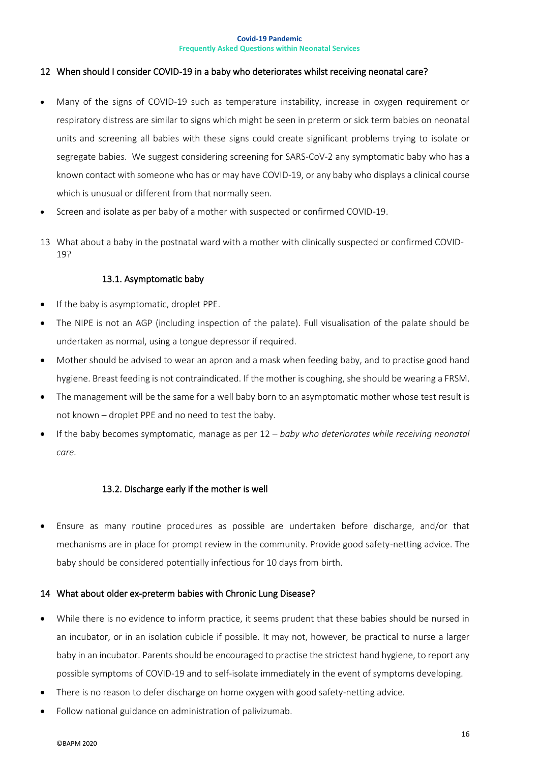## 12 When should I consider COVID-19 in a baby who deteriorates whilst receiving neonatal care?

- Many of the signs of COVID-19 such as temperature instability, increase in oxygen requirement or respiratory distress are similar to signs which might be seen in preterm or sick term babies on neonatal units and screening all babies with these signs could create significant problems trying to isolate or segregate babies. We suggest considering screening for SARS-CoV-2 any symptomatic baby who has a known contact with someone who has or may have COVID-19, or any baby who displays a clinical course which is unusual or different from that normally seen.
- Screen and isolate as per baby of a mother with suspected or confirmed COVID-19.

## 13 What about a baby in the postnatal ward with a mother with clinically suspected or confirmed COVID-19?

### 13.1. Asymptomatic baby

- If the baby is asymptomatic, droplet PPE.
- The NIPE is not an AGP (including inspection of the palate). Full visualisation of the palate should be undertaken as normal, using a tongue depressor if required.
- Mother should be advised to wear an apron and a mask when feeding baby, and to practise good hand hygiene. Breast feeding is not contraindicated. If the mother is coughing, she should be wearing a FRSM.
- The management will be the same for a well baby born to an asymptomatic mother whose test result is not known – droplet PPE and no need to test the baby.
- If the baby becomes symptomatic, manage as per 12 – *baby who deteriorates while receiving neonatal care*.

### 13.2. Discharge early if the mother is well

- Ensure as many routine procedures as possible are undertaken before discharge, and/or that mechanisms are in place for prompt review in the community. Provide good safety-netting advice. The baby should be considered potentially infectious for 10 days from birth.

## 14 What about older ex-preterm babies with Chronic Lung Disease?

- While there is no evidence to inform practice, it seems prudent that these babies should be nursed in an incubator, or in an isolation cubicle if possible. It may not, however, be practical to nurse a larger baby in an incubator. Parents should be encouraged to practise the strictest hand hygiene, to report any possible symptoms of COVID-19 and to self-isolate immediately in the event of symptoms developing.
- There is no reason to defer discharge on home oxygen with good safety-netting advice.
- Follow national guidance on administration of palivizumab.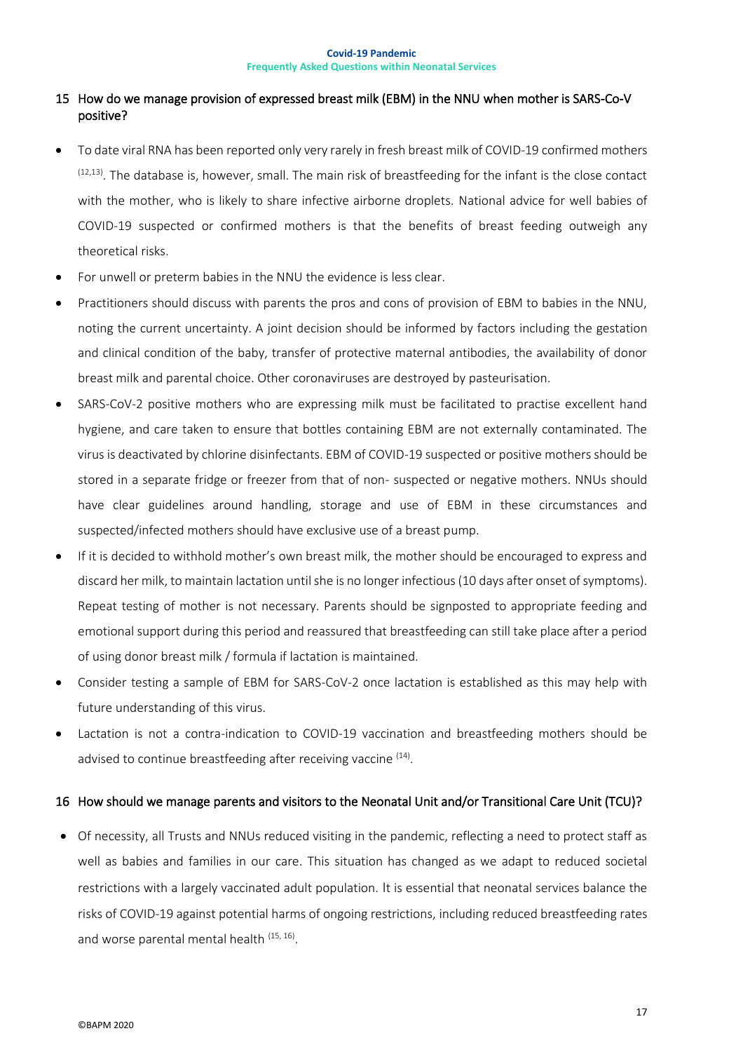## 15 How do we manage provision of expressed breast milk (EBM) in the NNU when mother is SARS-Co-V positive?

- To date viral RNA has been reported only very rarely in fresh breast milk of COVID-19 confirmed mothers [12,13]. The database is, however, small. The main risk of breastfeeding for the infant is the close contact with the mother, who is likely to share infective airborne droplets. National advice for well babies of COVID-19 suspected or confirmed mothers is that the benefits of breast feeding outweigh any theoretical risks.
- For unwell or preterm babies in the NNU the evidence is less clear.
- Practitioners should discuss with parents the pros and cons of provision of EBM to babies in the NNU, noting the current uncertainty. A joint decision should be informed by factors including the gestation and clinical condition of the baby, transfer of protective maternal antibodies, the availability of donor breast milk and parental choice. Other coronaviruses are destroyed by pasteurisation.
- SARS-CoV-2 positive mothers who are expressing milk must be facilitated to practise excellent hand hygiene, and care taken to ensure that bottles containing EBM are not externally contaminated. The virus is deactivated by chlorine disinfectants. EBM of COVID-19 suspected or positive mothers should be stored in a separate fridge or freezer from that of non- suspected or negative mothers. NNUs should have clear guidelines around handling, storage and use of EBM in these circumstances and suspected/infected mothers should have exclusive use of a breast pump.
- If it is decided to withhold mother's own breast milk, the mother should be encouraged to express and discard her milk, to maintain lactation until she is no longer infectious (10 days after onset of symptoms). Repeat testing of mother is not necessary. Parents should be signposted to appropriate feeding and emotional support during this period and reassured that breastfeeding can still take place after a period of using donor breast milk / formula if lactation is maintained.
- Consider testing a sample of EBM for SARS-CoV-2 once lactation is established as this may help with future understanding of this virus.
- Lactation is not a contra-indication to COVID-19 vaccination and breastfeeding mothers should be advised to continue breastfeeding after receiving vaccine [14].

## 16 How should we manage parents and visitors to the Neonatal Unit and/or Transitional Care Unit (TCU)?

- Of necessity, all Trusts and NNUs reduced visiting in the pandemic, reflecting a need to protect staff as well as babies and families in our care. This situation has changed as we adapt to reduced societal restrictions with a largely vaccinated adult population. It is essential that neonatal services balance the risks of COVID-19 against potential harms of ongoing restrictions, including reduced breastfeeding rates and worse parental mental health [15, 16].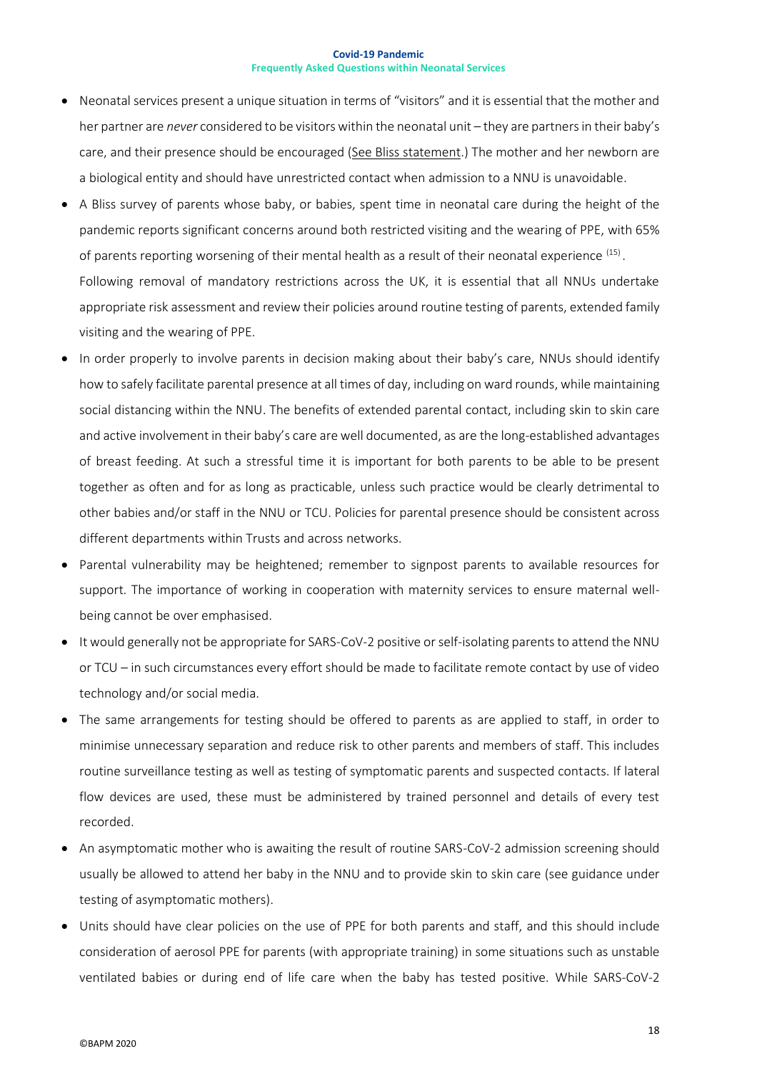- Neonatal services present a unique situation in terms of "visitors" and it is essential that the mother and her partner are *never* considered to be visitors within the neonatal unit – they are partners in their baby's care, and their presence should be encouraged (See Bliss statement.) The mother and her newborn are a biological entity and should have unrestricted contact when admission to a NNU is unavoidable.
- A Bliss survey of parents whose baby, or babies, spent time in neonatal care during the height of the pandemic reports significant concerns around both restricted visiting and the wearing of PPE, with 65% of parents reporting worsening of their mental health as a result of their neonatal experience [15]. Following removal of mandatory restrictions across the UK, it is essential that all NNUs undertake appropriate risk assessment and review their policies around routine testing of parents, extended family visiting and the wearing of PPE.
- In order properly to involve parents in decision making about their baby's care, NNUs should identify how to safely facilitate parental presence at all times of day, including on ward rounds, while maintaining social distancing within the NNU. The benefits of extended parental contact, including skin to skin care and active involvement in their baby's care are well documented, as are the long-established advantages of breast feeding. At such a stressful time it is important for both parents to be able to be present together as often and for as long as practicable, unless such practice would be clearly detrimental to other babies and/or staff in the NNU or TCU. Policies for parental presence should be consistent across different departments within Trusts and across networks.
- Parental vulnerability may be heightened; remember to signpost parents to available resources for support. The importance of working in cooperation with maternity services to ensure maternal well-being cannot be over emphasised.
- It would generally not be appropriate for SARS-CoV-2 positive or self-isolating parents to attend the NNU or TCU – in such circumstances every effort should be made to facilitate remote contact by use of video technology and/or social media.
- The same arrangements for testing should be offered to parents as are applied to staff, in order to minimise unnecessary separation and reduce risk to other parents and members of staff. This includes routine surveillance testing as well as testing of symptomatic parents and suspected contacts. If lateral flow devices are used, these must be administered by trained personnel and details of every test recorded.
- An asymptomatic mother who is awaiting the result of routine SARS-CoV-2 admission screening should usually be allowed to attend her baby in the NNU and to provide skin to skin care (see guidance under testing of asymptomatic mothers).
- Units should have clear policies on the use of PPE for both parents and staff, and this should include consideration of aerosol PPE for parents (with appropriate training) in some situations such as unstable ventilated babies or during end of life care when the baby has tested positive. While SARS-CoV-2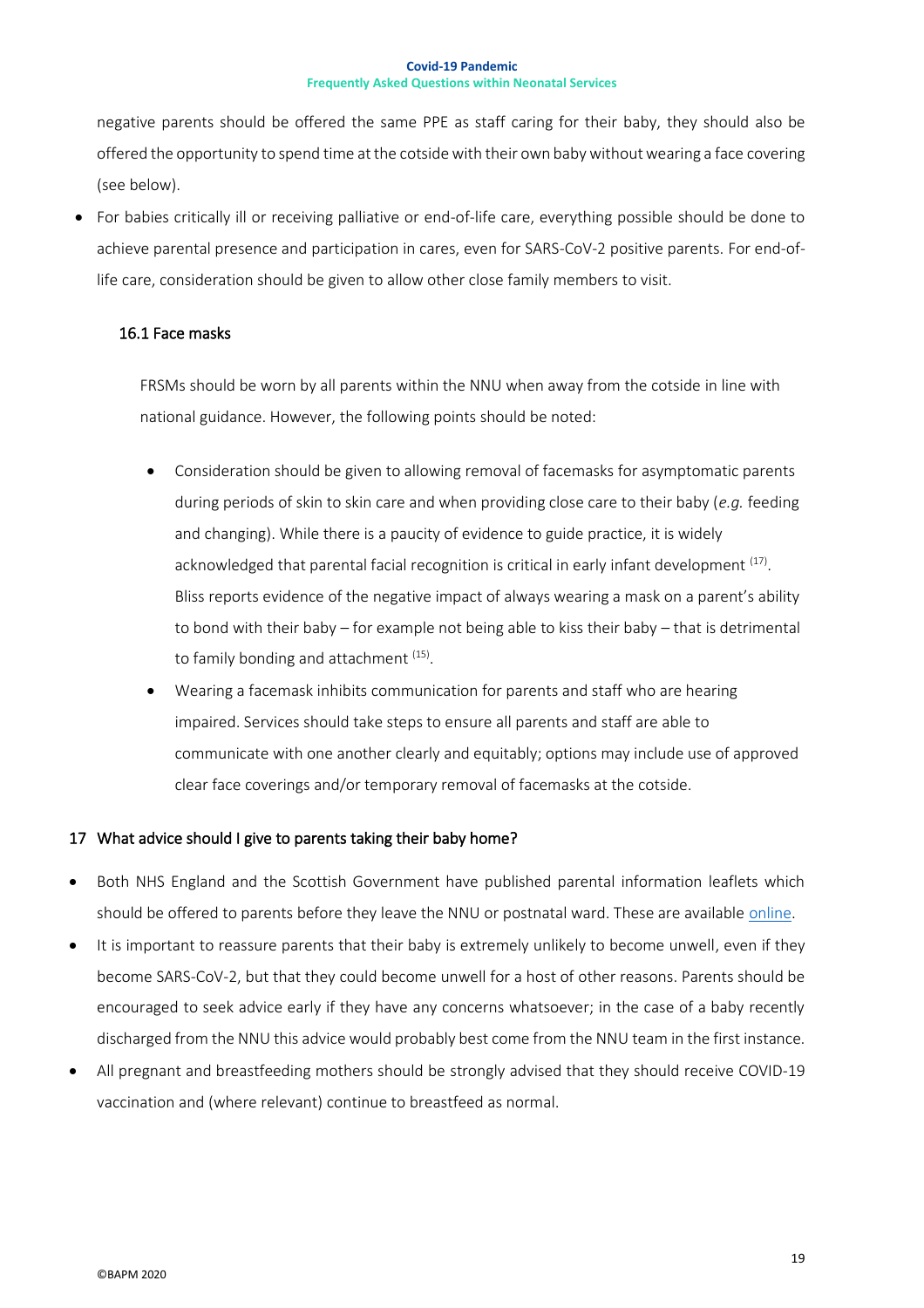negative parents should be offered the same PPE as staff caring for their baby, they should also be offered the opportunity to spend time at the cotside with their own baby without wearing a face covering (see below).

- For babies critically ill or receiving palliative or end-of-life care, everything possible should be done to achieve parental presence and participation in cares, even for SARS-CoV-2 positive parents. For end-of-life care, consideration should be given to allow other close family members to visit.

### 16.1 Face masks

FRSMs should be worn by all parents within the NNU when away from the cotside in line with national guidance. However, the following points should be noted:

- Consideration should be given to allowing removal of facemasks for asymptomatic parents during periods of skin to skin care and when providing close care to their baby (*e.g.* feeding and changing). While there is a paucity of evidence to guide practice, it is widely acknowledged that parental facial recognition is critical in early infant development [17]. Bliss reports evidence of the negative impact of always wearing a mask on a parent's ability to bond with their baby – for example not being able to kiss their baby – that is detrimental to family bonding and attachment [15].
- Wearing a facemask inhibits communication for parents and staff who are hearing impaired. Services should take steps to ensure all parents and staff are able to communicate with one another clearly and equitably; options may include use of approved clear face coverings and/or temporary removal of facemasks at the cotside.

## 17 What advice should I give to parents taking their baby home?

- Both NHS England and the Scottish Government have published parental information leaflets which should be offered to parents before they leave the NNU or postnatal ward. These are available online.
- It is important to reassure parents that their baby is extremely unlikely to become unwell, even if they become SARS-CoV-2, but that they could become unwell for a host of other reasons. Parents should be encouraged to seek advice early if they have any concerns whatsoever; in the case of a baby recently discharged from the NNU this advice would probably best come from the NNU team in the first instance.
- All pregnant and breastfeeding mothers should be strongly advised that they should receive COVID-19 vaccination and (where relevant) continue to breastfeed as normal.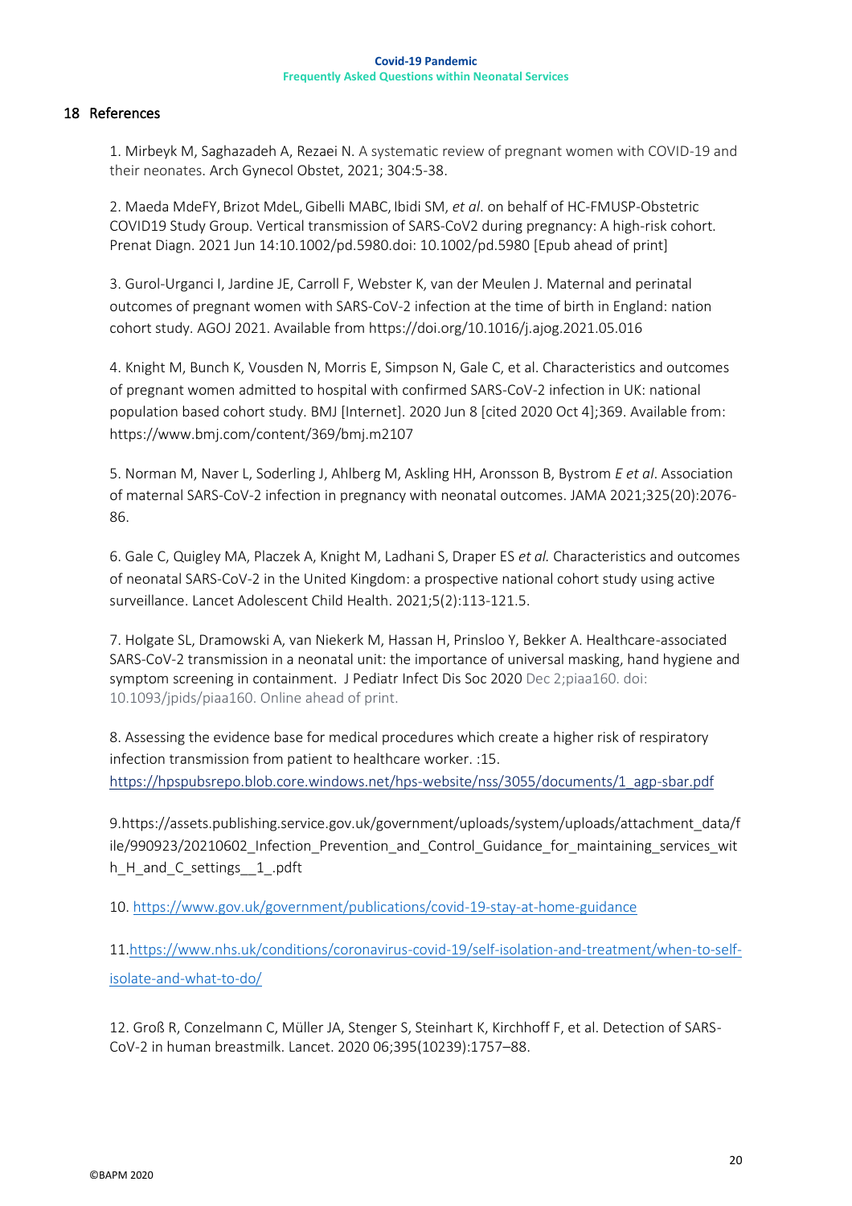## 18 References

1. Mirbeyk M, Saghazadeh A, Rezaei N. A systematic review of pregnant women with COVID-19 and their neonates. Arch Gynecol Obstet, 2021; 304:5-38.

2. Maeda MdeFY, Brizot MdeL, Gibelli MABC, Ibidi SM, *et al*. on behalf of HC-FMUSP-Obstetric COVID19 Study Group. Vertical transmission of SARS-CoV2 during pregnancy: A high-risk cohort. Prenat Diagn. 2021 Jun 14:10.1002/pd.5980.doi: 10.1002/pd.5980 [Epub ahead of print]

3. Gurol-Urganci I, Jardine JE, Carroll F, Webster K, van der Meulen J. Maternal and perinatal outcomes of pregnant women with SARS-CoV-2 infection at the time of birth in England: nation cohort study. AGOJ 2021. Available from https://doi.org/10.1016/j.ajog.2021.05.016

4. Knight M, Bunch K, Vousden N, Morris E, Simpson N, Gale C, et al. Characteristics and outcomes of pregnant women admitted to hospital with confirmed SARS-CoV-2 infection in UK: national population based cohort study. BMJ [Internet]. 2020 Jun 8 [cited 2020 Oct 4];369. Available from: https://www.bmj.com/content/369/bmj.m2107

5. Norman M, Naver L, Soderling J, Ahlberg M, Askling HH, Aronsson B, Bystrom *E et al*. Association of maternal SARS-CoV-2 infection in pregnancy with neonatal outcomes. JAMA 2021;325(20):2076-86.

6. Gale C, Quigley MA, Placzek A, Knight M, Ladhani S, Draper ES *et al.* Characteristics and outcomes of neonatal SARS-CoV-2 in the United Kingdom: a prospective national cohort study using active surveillance. Lancet Adolescent Child Health. 2021;5(2):113-121.5.

7. Holgate SL, Dramowski A, van Niekerk M, Hassan H, Prinsloo Y, Bekker A. Healthcare-associated SARS-CoV-2 transmission in a neonatal unit: the importance of universal masking, hand hygiene and symptom screening in containment. J Pediatr Infect Dis Soc 2020 Dec 2;piaa160. doi: 10.1093/jpids/piaa160. Online ahead of print.

8. Assessing the evidence base for medical procedures which create a higher risk of respiratory infection transmission from patient to healthcare worker. :15. [https://hpspubsrepo.blob.core.windows.net/hps-website/nss/3055/documents/1_agp-sbar.pdf](https://hpspubsrepo.blob.core.windows.net/hps-website/nss/3055/documents/1_agp-sbar.pdf)

9. https://assets.publishing.service.gov.uk/government/uploads/system/uploads/attachment_data/file/990923/20210602_Infection_Prevention_and_Control_Guidance_for_maintaining_services_with_H_and_C_settings__1_.pdft

10. [https://www.gov.uk/government/publications/covid-19-stay-at-home-guidance](https://www.gov.uk/government/publications/covid-19-stay-at-home-guidance)

11. [https://www.nhs.uk/conditions/coronavirus-covid-19/self-isolation-and-treatment/when-to-self-isolate-and-what-to-do/](https://www.nhs.uk/conditions/coronavirus-covid-19/self-isolation-and-treatment/when-to-self-isolate-and-what-to-do/)

12. Groß R, Conzelmann C, Müller JA, Stenger S, Steinhart K, Kirchhoff F, et al. Detection of SARS-CoV-2 in human breastmilk. Lancet. 2020 06;395(10239):1757–88.

©BAPM 2020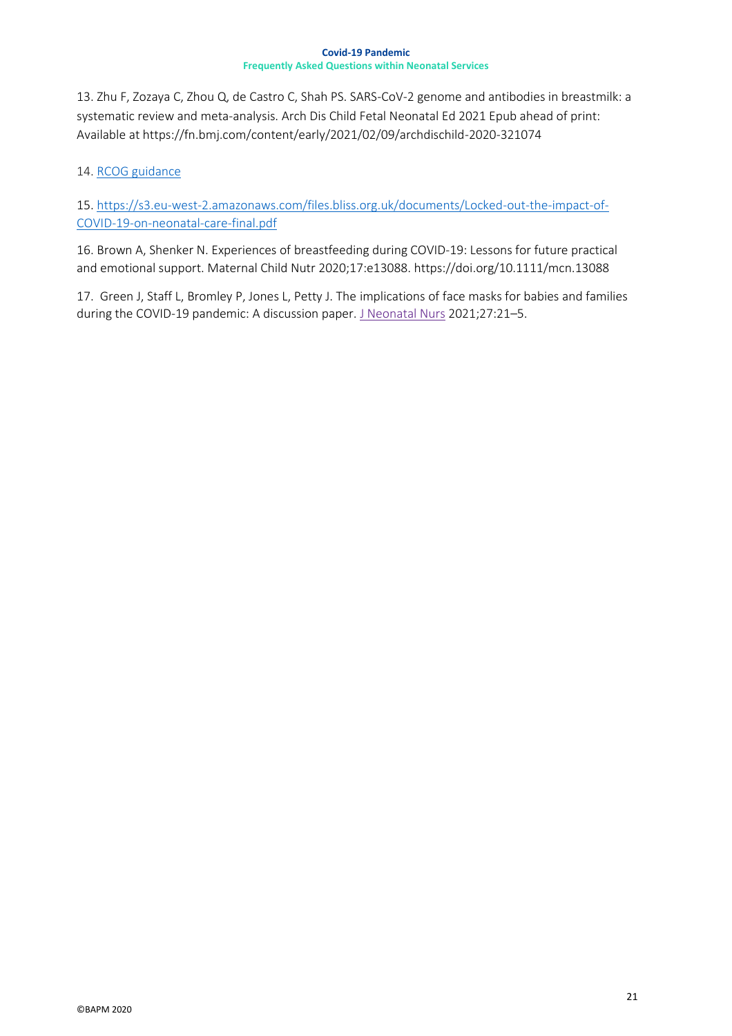13. Zhu F, Zozaya C, Zhou Q, de Castro C, Shah PS. SARS-CoV-2 genome and antibodies in breastmilk: a systematic review and meta-analysis. Arch Dis Child Fetal Neonatal Ed 2021 Epub ahead of print: Available at https://fn.bmj.com/content/early/2021/02/09/archdischild-2020-321074

14. RCOG guidance

15. https://s3.eu-west-2.amazonaws.com/files.bliss.org.uk/documents/Locked-out-the-impact-of-COVID-19-on-neonatal-care-final.pdf

16. Brown A, Shenker N. Experiences of breastfeeding during COVID-19: Lessons for future practical and emotional support. Maternal Child Nutr 2020;17:e13088. https://doi.org/10.1111/mcn.13088

17. Green J, Staff L, Bromley P, Jones L, Petty J. The implications of face masks for babies and families during the COVID-19 pandemic: A discussion paper. J Neonatal Nurs 2021;27:21–5.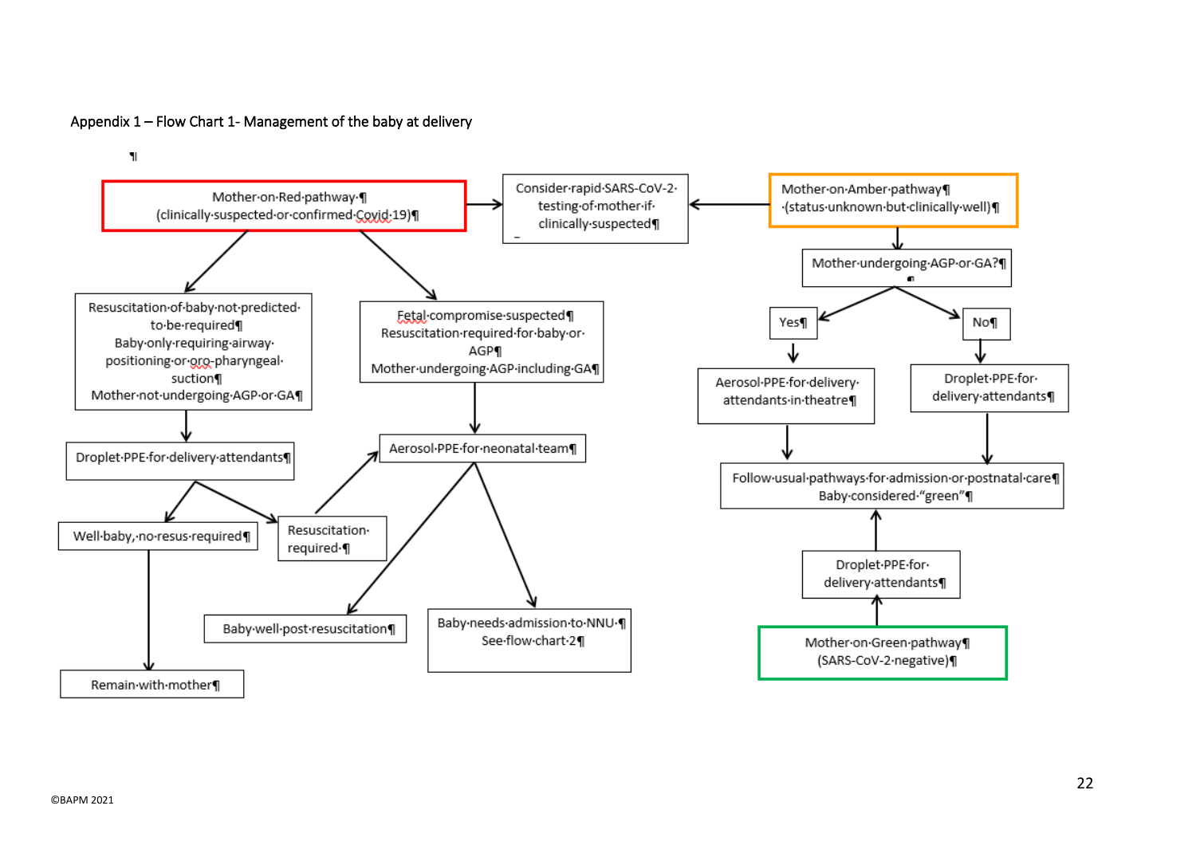Appendix 1 – Flow Chart 1- Management of the baby at delivery

**Mother on Red pathway (clinically suspected or confirmed Covid 19)** → Consider rapid SARS-CoV-2 testing of mother if clinically suspected

**Mother on Amber pathway (status unknown but clinically well)** → Consider rapid SARS-CoV-2 testing of mother if clinically suspected

**Red pathway:**

- Resuscitation of baby not predicted to be required; Baby only requiring airway positioning or oro-pharyngeal suction; Mother not undergoing AGP or GA
  - → Droplet PPE for delivery attendants
    - → Well baby, no resus required → Remain with mother
    - → Resuscitation required → Aerosol PPE for neonatal team
- Fetal compromise suspected; Resuscitation required for baby or AGP; Mother undergoing AGP including GA
  - → Aerosol PPE for neonatal team
    - → Baby well post resuscitation
    - → Baby needs admission to NNU – See flow chart 2

**Amber pathway:**

- Mother undergoing AGP or GA?
  - Yes → Aerosol PPE for delivery attendants in theatre → Follow usual pathways for admission or postnatal care; Baby considered "green"
  - No → Droplet PPE for delivery attendants → Follow usual pathways for admission or postnatal care; Baby considered "green"

**Mother on Green pathway (SARS-CoV-2 negative)** → Droplet PPE for delivery attendants → Follow usual pathways for admission or postnatal care; Baby considered "green"

©BAPM 2021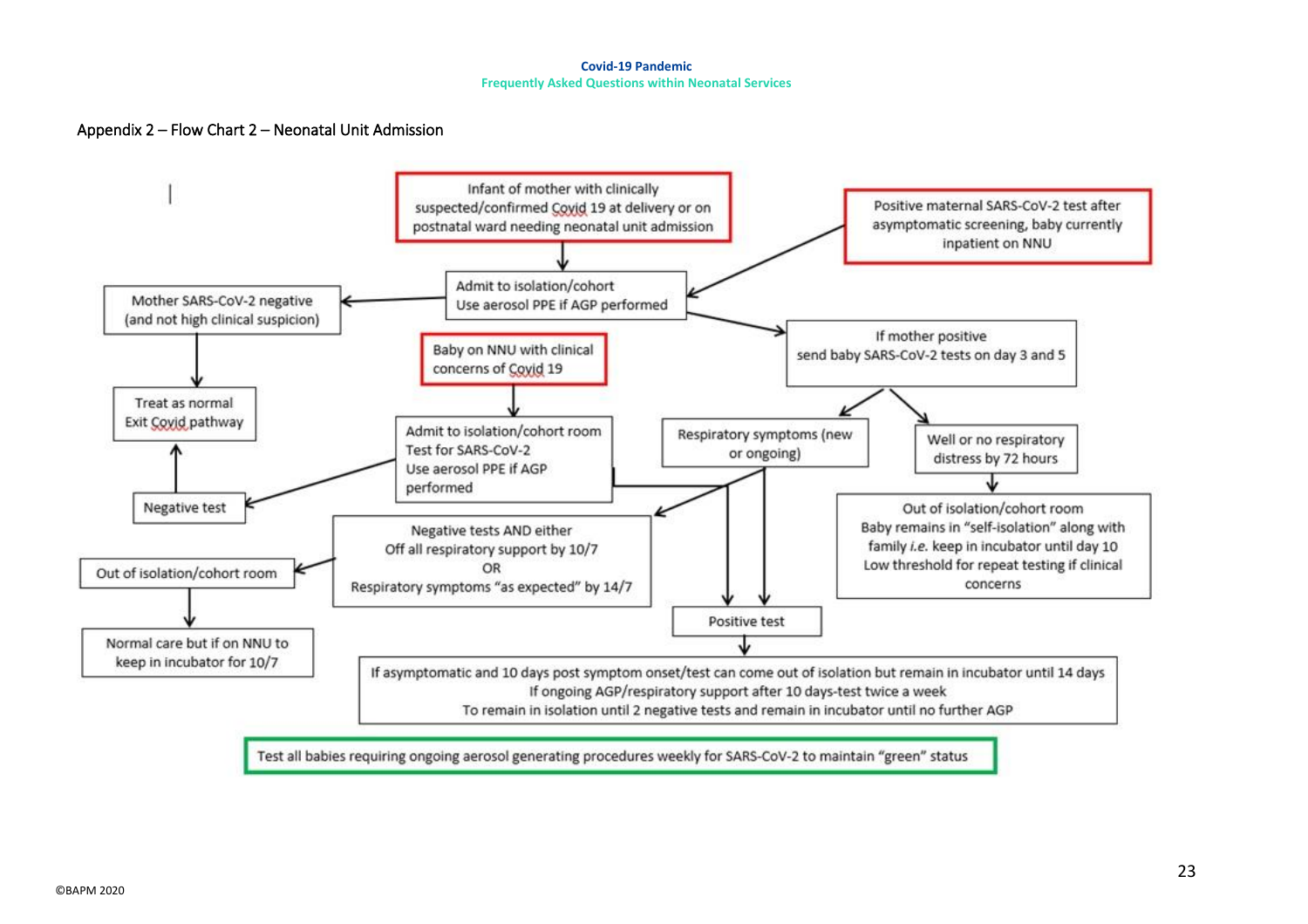## Appendix 2 – Flow Chart 2 – Neonatal Unit Admission

Infant of mother with clinically suspected/confirmed Covid 19 at delivery or on postnatal ward needing neonatal unit admission

Positive maternal SARS-CoV-2 test after asymptomatic screening, baby currently inpatient on NNU

Admit to isolation/cohort
Use aerosol PPE if AGP performed

Mother SARS-CoV-2 negative (and not high clinical suspicion)

Treat as normal
Exit Covid pathway

If mother positive
send baby SARS-CoV-2 tests on day 3 and 5

Baby on NNU with clinical concerns of Covid 19

Admit to isolation/cohort room
Test for SARS-CoV-2
Use aerosol PPE if AGP performed

Respiratory symptoms (new or ongoing)

Well or no respiratory distress by 72 hours

Negative test

Out of isolation/cohort room
Baby remains in "self-isolation" along with family *i.e.* keep in incubator until day 10
Low threshold for repeat testing if clinical concerns

Negative tests AND either
Off all respiratory support by 10/7
OR
Respiratory symptoms "as expected" by 14/7

Out of isolation/cohort room

Normal care but if on NNU to keep in incubator for 10/7

Positive test

If asymptomatic and 10 days post symptom onset/test can come out of isolation but remain in incubator until 14 days
If ongoing AGP/respiratory support after 10 days-test twice a week
To remain in isolation until 2 negative tests and remain in incubator until no further AGP

Test all babies requiring ongoing aerosol generating procedures weekly for SARS-CoV-2 to maintain "green" status

©BAPM 2020